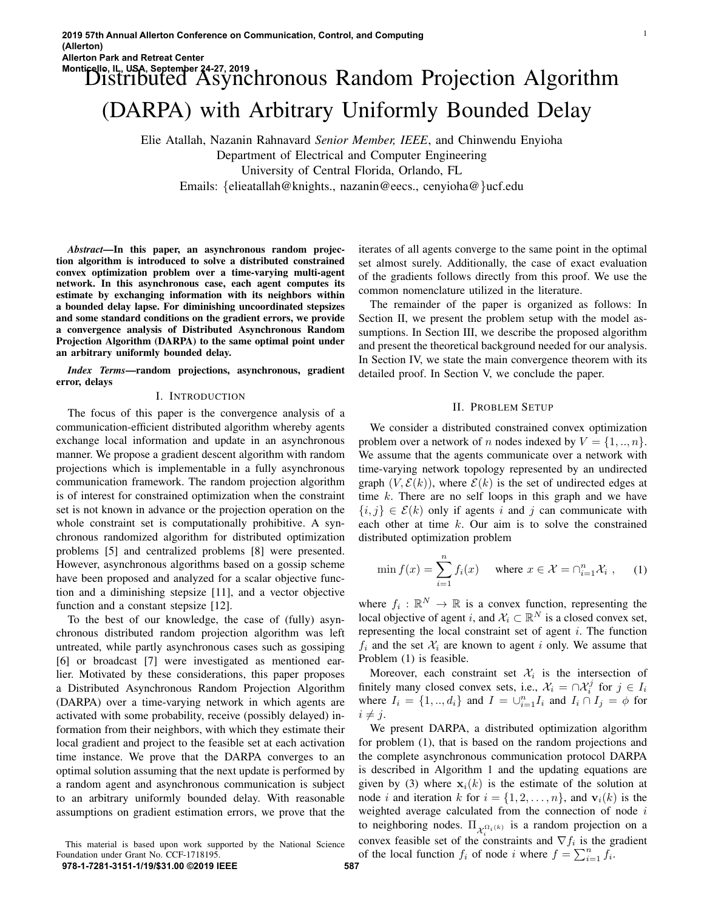# Distributed Asynchronous Random Projection Algorithm (DARPA) with Arbitrary Uniformly Bounded Delay

Elie Atallah, Nazanin Rahnavard *Senior Member, IEEE*, and Chinwendu Enyioha
Department of Electrical and Computer Engineering
University of Central Florida, Orlando, FL
Emails: {elieatallah@knights., nazanin@eecs., cenyioha@}ucf.edu

***Abstract*—In this paper, an asynchronous random projection algorithm is introduced to solve a distributed constrained convex optimization problem over a time-varying multi-agent network. In this asynchronous case, each agent computes its estimate by exchanging information with its neighbors within a bounded delay lapse. For diminishing uncoordinated stepsizes and some standard conditions on the gradient errors, we provide a convergence analysis of Distributed Asynchronous Random Projection Algorithm (DARPA) to the same optimal point under an arbitrary uniformly bounded delay.**

***Index Terms*—random projections, asynchronous, gradient error, delays**

## I. Introduction

The focus of this paper is the convergence analysis of a communication-efficient distributed algorithm whereby agents exchange local information and update in an asynchronous manner. We propose a gradient descent algorithm with random projections which is implementable in a fully asynchronous communication framework. The random projection algorithm is of interest for constrained optimization when the constraint set is not known in advance or the projection operation on the whole constraint set is computationally prohibitive. A synchronous randomized algorithm for distributed optimization problems [5] and centralized problems [8] were presented. However, asynchronous algorithms based on a gossip scheme have been proposed and analyzed for a scalar objective function and a diminishing stepsize [11], and a vector objective function and a constant stepsize [12].

To the best of our knowledge, the case of (fully) asynchronous distributed random projection algorithm was left untreated, while partly asynchronous cases such as gossiping [6] or broadcast [7] were investigated as mentioned earlier. Motivated by these considerations, this paper proposes a Distributed Asynchronous Random Projection Algorithm (DARPA) over a time-varying network in which agents are activated with some probability, receive (possibly delayed) information from their neighbors, with which they estimate their local gradient and project to the feasible set at each activation time instance. We prove that the DARPA converges to an optimal solution assuming that the next update is performed by a random agent and asynchronous communication is subject to an arbitrary uniformly bounded delay. With reasonable assumptions on gradient estimation errors, we prove that the iterates of all agents converge to the same point in the optimal set almost surely. Additionally, the case of exact evaluation of the gradients follows directly from this proof. We use the common nomenclature utilized in the literature.

The remainder of the paper is organized as follows: In Section II, we present the problem setup with the model assumptions. In Section III, we describe the proposed algorithm and present the theoretical background needed for our analysis. In Section IV, we state the main convergence theorem with its detailed proof. In Section V, we conclude the paper.

## II. Problem Setup

We consider a distributed constrained convex optimization problem over a network of $n$ nodes indexed by $V = \{1, .., n\}$. We assume that the agents communicate over a network with time-varying network topology represented by an undirected graph $(V, \mathcal{E}(k))$, where $\mathcal{E}(k)$ is the set of undirected edges at time $k$. There are no self loops in this graph and we have $\{i, j\} \in \mathcal{E}(k)$ only if agents $i$ and $j$ can communicate with each other at time $k$. Our aim is to solve the constrained distributed optimization problem

$$\min f(x) = \sum_{i=1}^{n} f_i(x) \quad \text{where } x \in \mathcal{X} = \cap_{i=1}^{n} \mathcal{X}_i \ , \qquad (1)$$

where $f_i : \mathbb{R}^N \to \mathbb{R}$ is a convex function, representing the local objective of agent $i$, and $\mathcal{X}_i \subset \mathbb{R}^N$ is a closed convex set, representing the local constraint set of agent $i$. The function $f_i$ and the set $\mathcal{X}_i$ are known to agent $i$ only. We assume that Problem (1) is feasible.

Moreover, each constraint set $\mathcal{X}_i$ is the intersection of finitely many closed convex sets, i.e., $\mathcal{X}_i = \cap \mathcal{X}_i^j$ for $j \in I_i$ where $I_i = \{1, .., d_i\}$ and $I = \cup_{i=1}^{n} I_i$ and $I_i \cap I_j = \phi$ for $i \neq j$.

We present DARPA, a distributed optimization algorithm for problem (1), that is based on the random projections and the complete asynchronous communication protocol DARPA is described in Algorithm 1 and the updating equations are given by (3) where $\mathbf{x}_i(k)$ is the estimate of the solution at node $i$ and iteration $k$ for $i = \{1, 2, \ldots, n\}$, and $\mathbf{v}_i(k)$ is the weighted average calculated from the connection of node $i$ to neighboring nodes. $\Pi_{\mathcal{X}_i^{\Omega_i(k)}}$ is a random projection on a convex feasible set of the constraints and $\nabla f_i$ is the gradient of the local function $f_i$ of node $i$ where $f = \sum_{i=1}^{n} f_i$.

This material is based upon work supported by the National Science Foundation under Grant No. CCF-1718195.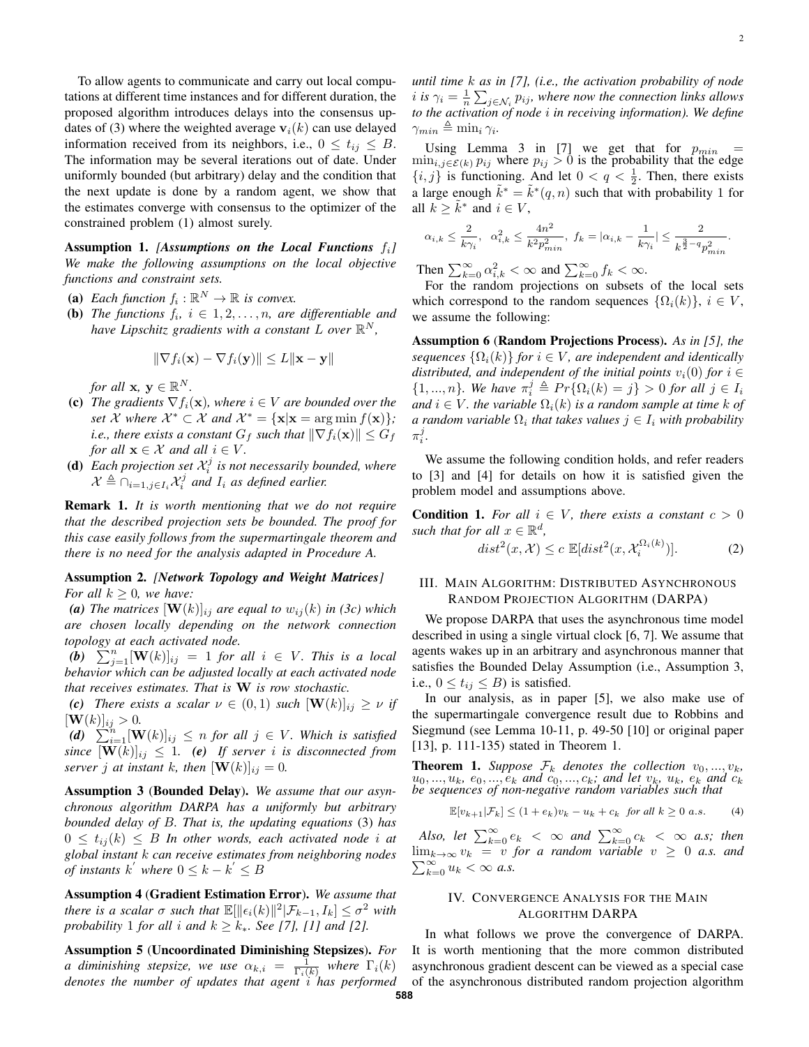To allow agents to communicate and carry out local computations at different time instances and for different duration, the proposed algorithm introduces delays into the consensus updates of (3) where the weighted average $\mathbf{v}_i(k)$ can use delayed information received from its neighbors, i.e., $0 \leq t_{ij} \leq B$. The information may be several iterations out of date. Under uniformly bounded (but arbitrary) delay and the condition that the next update is done by a random agent, we show that the estimates converge with consensus to the optimizer of the constrained problem (1) almost surely.

**Assumption 1.** *[Assumptions on the Local Functions $f_i$] We make the following assumptions on the local objective functions and constraint sets.*

- **(a)** *Each function $f_i : \mathbb{R}^N \to \mathbb{R}$ is convex.*
- **(b)** *The functions $f_i$, $i \in 1, 2, \ldots, n$, are differentiable and have Lipschitz gradients with a constant $L$ over $\mathbb{R}^N$,*

$$\|\nabla f_i(\mathbf{x}) - \nabla f_i(\mathbf{y})\| \leq L\|\mathbf{x} - \mathbf{y}\|$$

  *for all $\mathbf{x}$, $\mathbf{y} \in \mathbb{R}^N$.*
- **(c)** *The gradients $\nabla f_i(\mathbf{x})$, where $i \in V$ are bounded over the set $\mathcal{X}$ where $\mathcal{X}^* \subset \mathcal{X}$ and $\mathcal{X}^* = \{\mathbf{x} | \mathbf{x} = \arg\min f(\mathbf{x})\}$; i.e., there exists a constant $G_f$ such that $\|\nabla f_i(\mathbf{x})\| \leq G_f$ for all $\mathbf{x} \in \mathcal{X}$ and all $i \in V$.*
- **(d)** *Each projection set $\mathcal{X}_i^j$ is not necessarily bounded, where $\mathcal{X} \triangleq \cap_{i=1, j \in I_i} \mathcal{X}_i^j$ and $I_i$ as defined earlier.*

**Remark 1.** *It is worth mentioning that we do not require that the described projection sets be bounded. The proof for this case easily follows from the supermartingale theorem and there is no need for the analysis adapted in Procedure A.*

**Assumption 2.** *[Network Topology and Weight Matrices] For all $k \geq 0$, we have:*

***(a)*** *The matrices $[\mathbf{W}(k)]_{ij}$ are equal to $w_{ij}(k)$ in (3c) which are chosen locally depending on the network connection topology at each activated node.*

***(b)*** $\sum_{j=1}^{n} [\mathbf{W}(k)]_{ij} = 1$ *for all $i \in V$. This is a local behavior which can be adjusted locally at each activated node that receives estimates. That is $\mathbf{W}$ is row stochastic.*

***(c)*** *There exists a scalar $\nu \in (0, 1)$ such $[\mathbf{W}(k)]_{ij} \geq \nu$ if $[\mathbf{W}(k)]_{ij} > 0$.*

***(d)*** $\sum_{i=1}^{n} [\mathbf{W}(k)]_{ij} \leq n$ *for all $j \in V$. Which is satisfied since $[\mathbf{W}(k)]_{ij} \leq 1$.* ***(e)*** *If server $i$ is disconnected from server $j$ at instant $k$, then $[\mathbf{W}(k)]_{ij} = 0$.*

**Assumption 3** **(Bounded Delay).** *We assume that our asynchronous algorithm DARPA has a uniformly but arbitrary bounded delay of $B$. That is, the updating equations (3) has $0 \leq t_{ij}(k) \leq B$ In other words, each activated node $i$ at global instant $k$ can receive estimates from neighboring nodes of instants $k'$ where $0 \leq k - k' \leq B$*

**Assumption 4** **(Gradient Estimation Error).** *We assume that there is a scalar $\sigma$ such that $\mathbb{E}[\|\epsilon_i(k)\|^2 | \mathcal{F}_{k-1}, I_k] \leq \sigma^2$ with probability 1 for all $i$ and $k \geq k_*$. See [7], [1] and [2].*

**Assumption 5** **(Uncoordinated Diminishing Stepsizes).** *For a diminishing stepsize, we use $\alpha_{k,i} = \frac{1}{\Gamma_i(k)}$ where $\Gamma_i(k)$ denotes the number of updates that agent $i$ has performed until time $k$ as in [7], (i.e., the activation probability of node $i$ is $\gamma_i = \frac{1}{n}\sum_{j \in \mathcal{N}_i} p_{ij}$, where now the connection links allows to the activation of node $i$ in receiving information). We define $\gamma_{min} \triangleq \min_i \gamma_i$.*

Using Lemma 3 in [7] we get that for $p_{min} = \min_{i,j \in \mathcal{E}(k)} p_{ij}$ where $p_{ij} > 0$ is the probability that the edge $\{i, j\}$ is functioning. And let $0 < q < \frac{1}{2}$. Then, there exists a large enough $\tilde{k}^* = \tilde{k}^*(q, n)$ such that with probability 1 for all $k \geq \tilde{k}^*$ and $i \in V$,

$$\alpha_{i,k} \leq \frac{2}{k\gamma_i}, \;\; \alpha_{i,k}^2 \leq \frac{4n^2}{k^2 p_{min}^2}, \; f_k = |\alpha_{i,k} - \frac{1}{k\gamma_i}| \leq \frac{2}{k^{\frac{3}{2}-q} p_{min}^2}.$$

Then $\sum_{k=0}^{\infty} \alpha_{i,k}^2 < \infty$ and $\sum_{k=0}^{\infty} f_k < \infty$.

For the random projections on subsets of the local sets which correspond to the random sequences $\{\Omega_i(k)\}$, $i \in V$, we assume the following:

**Assumption 6** **(Random Projections Process).** *As in [5], the sequences $\{\Omega_i(k)\}$ for $i \in V$, are independent and identically distributed, and independent of the initial points $v_i(0)$ for $i \in \{1, ..., n\}$. We have $\pi_i^j \triangleq Pr\{\Omega_i(k) = j\} > 0$ for all $j \in I_i$ and $i \in V$. the variable $\Omega_i(k)$ is a random sample at time $k$ of a random variable $\Omega_i$ that takes values $j \in I_i$ with probability $\pi_i^j$.*

We assume the following condition holds, and refer readers to [3] and [4] for details on how it is satisfied given the problem model and assumptions above.

**Condition 1.** *For all $i \in V$, there exists a constant $c > 0$ such that for all $x \in \mathbb{R}^d$,*

$$dist^2(x, \mathcal{X}) \leq c \;\mathbb{E}[dist^2(x, \mathcal{X}_i^{\Omega_i(k)})]. \tag{2}$$

## III. Main Algorithm: Distributed Asynchronous Random Projection Algorithm (DARPA)

We propose DARPA that uses the asynchronous time model described in using a single virtual clock [6, 7]. We assume that agents wakes up in an arbitrary and asynchronous manner that satisfies the Bounded Delay Assumption (i.e., Assumption 3, i.e., $0 \leq t_{ij} \leq B$) is satisfied.

In our analysis, as in paper [5], we also make use of the supermartingale convergence result due to Robbins and Siegmund (see Lemma 10-11, p. 49-50 [10] or original paper [13], p. 111-135) stated in Theorem 1.

**Theorem 1.** *Suppose $\mathcal{F}_k$ denotes the collection $v_0, ..., v_k$, $u_0, ..., u_k$, $e_0, ..., e_k$ and $c_0, ..., c_k$; and let $v_k$, $u_k$, $e_k$ and $c_k$ be sequences of non-negative random variables such that*

$$\mathbb{E}[v_{k+1} | \mathcal{F}_k] \leq (1 + e_k)v_k - u_k + c_k \;\; \text{for all } k \geq 0 \text{ a.s.} \tag{4}$$

*Also, let $\sum_{k=0}^{\infty} e_k < \infty$ and $\sum_{k=0}^{\infty} c_k < \infty$ a.s; then $\lim_{k \to \infty} v_k = v$ for a random variable $v \geq 0$ a.s. and $\sum_{k=0}^{\infty} u_k < \infty$ a.s.*

## IV. Convergence Analysis for the Main Algorithm DARPA

In what follows we prove the convergence of DARPA. It is worth mentioning that the more common distributed asynchronous gradient descent can be viewed as a special case of the asynchronous distributed random projection algorithm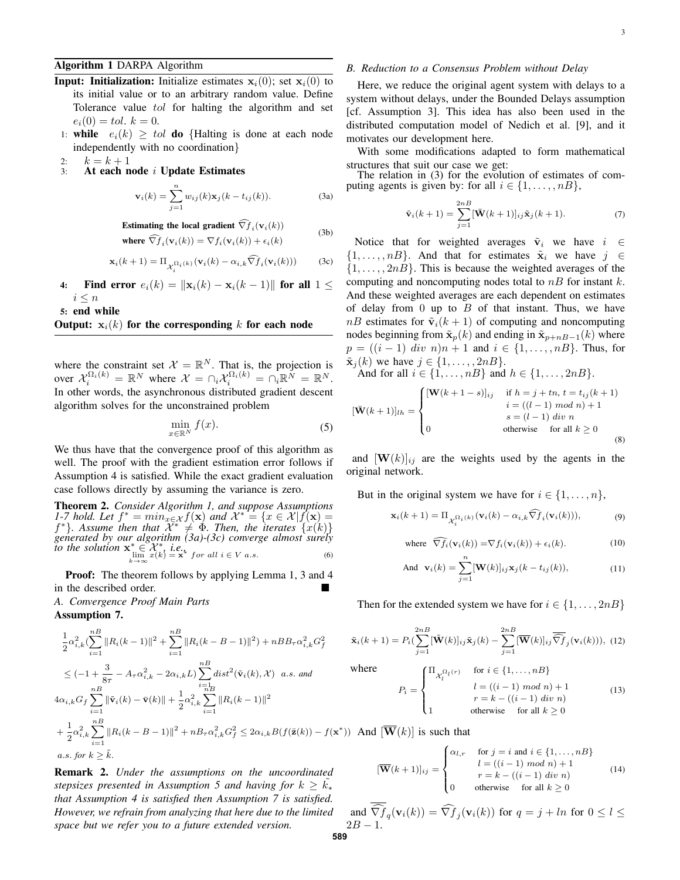**Algorithm 1** DARPA Algorithm

**Input: Initialization:** Initialize estimates $\mathbf{x}_i(0)$; set $\mathbf{x}_i(0)$ to its initial value or to an arbitrary random value. Define Tolerance value $tol$ for halting the algorithm and set $e_i(0) = tol$. $k = 0$.

1: **while** $e_i(k) \geq tol$ **do** {Halting is done at each node independently with no coordination}

2: $k = k + 1$

3: **At each node** $i$ **Update Estimates**

$$\mathbf{v}_i(k) = \sum_{j=1}^{n} w_{ij}(k)\mathbf{x}_j(k - t_{ij}(k)). \tag{3a}$$

**Estimating the local gradient** $\widehat{\nabla} f_i(\mathbf{v}_i(k))$
**where** $\widehat{\nabla} f_i(\mathbf{v}_i(k)) = \nabla f_i(\mathbf{v}_i(k)) + \epsilon_i(k)$ (3b)

$$\mathbf{x}_i(k+1) = \Pi_{\mathcal{X}_i^{\Omega_i(k)}}(\mathbf{v}_i(k) - \alpha_{i,k}\widehat{\nabla} f_i(\mathbf{v}_i(k))) \tag{3c}$$

4: **Find error** $e_i(k) = \|\mathbf{x}_i(k) - \mathbf{x}_i(k-1)\|$ **for all** $1 \leq i \leq n$

5: **end while**

**Output:** $\mathbf{x}_i(k)$ **for the corresponding** $k$ **for each node**

where the constraint set $\mathcal{X} = \mathbb{R}^N$. That is, the projection is over $\mathcal{X}_i^{\Omega_i(k)} = \mathbb{R}^N$ where $\mathcal{X} = \cap_i \mathcal{X}_i^{\Omega_i(k)} = \cap_i \mathbb{R}^N = \mathbb{R}^N$. In other words, the asynchronous distributed gradient descent algorithm solves for the unconstrained problem

$$\min_{x \in \mathbb{R}^N} f(x). \tag{5}$$

We thus have that the convergence proof of this algorithm as well. The proof with the gradient estimation error follows if Assumption 4 is satisfied. While the exact gradient evaluation case follows directly by assuming the variance is zero.

**Theorem 2.** *Consider Algorithm 1, and suppose Assumptions 1-7 hold. Let $f^* = min_{x \in \mathcal{X}} f(\mathbf{x})$ and $\mathcal{X}^* = \{x \in \mathcal{X} | f(\mathbf{x}) = f^*\}$. Assume then that $\mathcal{X}^* \neq \Phi$. Then, the iterates $\{x(k)\}$ generated by our algorithm (3a)-(3c) converge almost surely to the solution $\mathbf{x}^* \in \mathcal{X}^*$, i.e.,*

$$\lim_{k \to \infty} x(k) = \mathbf{x}^* \; for \; all \; i \in V \; a.s. \tag{6}$$

**Proof:** The theorem follows by applying Lemma 1, 3 and 4 in the described order. ■

*A. Convergence Proof Main Parts*

**Assumption 7.**

$$\frac{1}{2}\alpha_{i,k}^2\Big(\sum_{i=1}^{nB}\|R_i(k-1)\|^2 + \sum_{i=1}^{nB}\|R_i(k-B-1)\|^2\Big) + nBB_\tau\alpha_{i,k}^2 G_f^2$$
$$\leq \Big(-1 + \frac{3}{8\tau} - A_\tau\alpha_{i,k}^2 - 2\alpha_{i,k}L\Big)\sum_{i=1}^{nB} dist^2(\tilde{\mathbf{v}}_i(k), \mathcal{X}) \;\; a.s. \; and$$
$$4\alpha_{i,k}G_f\sum_{i=1}^{nB}\|\tilde{\mathbf{v}}_i(k) - \bar{\mathbf{v}}(k)\| + \frac{1}{2}\alpha_{i,k}^2\sum_{i=1}^{nB}\|R_i(k-1)\|^2$$
$$+ \frac{1}{2}\alpha_{i,k}^2\sum_{i=1}^{nB}\|R_i(k-B-1)\|^2 + nB_\tau\alpha_{i,k}^2 G_f^2 \leq 2\alpha_{i,k}B(f(\bar{\mathbf{z}}(k)) - f(\mathbf{x}^*))$$
$$a.s. \; for \; k \geq \tilde{k}.$$

**Remark 2.** *Under the assumptions on the uncoordinated stepsizes presented in Assumption 5 and having for $k \geq \tilde{k}_*$ that Assumption 4 is satisfied then Assumption 7 is satisfied. However, we refrain from analyzing that here due to the limited space but we refer you to a future extended version.*

*B. Reduction to a Consensus Problem without Delay*

Here, we reduce the original agent system with delays to a system without delays, under the Bounded Delays assumption [cf. Assumption 3]. This idea has also been used in the distributed computation model of Nedich et al. [9], and it motivates our development here.

With some modifications adapted to form mathematical structures that suit our case we get:

The relation in (3) for the evolution of estimates of computing agents is given by: for all $i \in \{1, \ldots, nB\}$,

$$\tilde{\mathbf{v}}_i(k+1) = \sum_{j=1}^{2nB}[\tilde{\mathbf{W}}(k+1)]_{ij}\tilde{\mathbf{x}}_j(k+1). \tag{7}$$

Notice that for weighted averages $\tilde{\mathbf{v}}_i$ we have $i \in \{1, \ldots, nB\}$. And that for estimates $\tilde{\mathbf{x}}_i$ we have $j \in \{1, \ldots, 2nB\}$. This is because the weighted averages of the computing and noncomputing nodes total to $nB$ for instant $k$. And these weighted averages are each dependent on estimates of delay from 0 up to $B$ of that instant. Thus, we have $nB$ estimates for $\tilde{\mathbf{v}}_i(k+1)$ of computing and noncomputing nodes beginning from $\tilde{\mathbf{x}}_p(k)$ and ending in $\tilde{\mathbf{x}}_{p+nB-1}(k)$ where $p = ((i-1) \; div \; n)n + 1$ and $i \in \{1, \ldots, nB\}$. Thus, for $\tilde{\mathbf{x}}_j(k)$ we have $j \in \{1, \ldots, 2nB\}$.

And for all $i \in \{1, \ldots, nB\}$ and $h \in \{1, \ldots, 2nB\}$.

$$[\tilde{\mathbf{W}}(k+1)]_{lh} = \begin{cases} [\mathbf{W}(k+1-s)]_{ij} & \text{if } h = j + tn, \; t = t_{ij}(k+1) \\ & i = ((l-1) \; mod \; n) + 1 \\ & s = (l-1) \; div \; n \\ 0 & \text{otherwise} \quad \text{for all } k \geq 0 \end{cases} \tag{8}$$

and $[\mathbf{W}(k)]_{ij}$ are the weights used by the agents in the original network.

But in the original system we have for $i \in \{1, \ldots, n\}$,

$$\mathbf{x}_i(k+1) = \Pi_{\mathcal{X}_i^{\Omega_i(k)}}(\mathbf{v}_i(k) - \alpha_{i,k}\widehat{\nabla} f_i(\mathbf{v}_i(k))), \tag{9}$$

$$\text{where} \;\; \widehat{\nabla f_i}(\mathbf{v}_i(k)) = \nabla f_i(\mathbf{v}_i(k)) + \epsilon_i(k). \tag{10}$$

$$\text{And} \;\; \mathbf{v}_i(k) = \sum_{j=1}^{n}[\mathbf{W}(k)]_{ij}\mathbf{x}_j(k - t_{ij}(k)), \tag{11}$$

Then for the extended system we have for $i \in \{1, \ldots, 2nB\}$

$$\tilde{\mathbf{x}}_i(k+1) = P_i\Big(\sum_{j=1}^{2nB}[\tilde{\mathbf{W}}(k)]_{ij}\tilde{\mathbf{x}}_j(k) - \sum_{j=1}^{2nB}[\overline{\mathbf{W}}(k)]_{ij}\overline{\widehat{\nabla} f}_j(\mathbf{v}_i(k))\Big), \tag{12}$$

where

$$P_i = \begin{cases} \Pi_{\mathcal{X}_l^{\Omega_l(r)}} & \text{for } i \in \{1, \ldots, nB\} \\ & l = ((i-1) \; mod \; n) + 1 \\ & r = k - ((i-1) \; div \; n) \\ 1 & \text{otherwise} \quad \text{for all } k \geq 0 \end{cases} \tag{13}$$

And $[\overline{\mathbf{W}}(k)]$ is such that

$$[\overline{\mathbf{W}}(k+1)]_{ij} = \begin{cases} \alpha_{l,r} & \text{for } j = i \text{ and } i \in \{1, \ldots, nB\} \\ & l = ((i-1) \; mod \; n) + 1 \\ & r = k - ((i-1) \; div \; n) \\ 0 & \text{otherwise} \quad \text{for all } k \geq 0 \end{cases} \tag{14}$$

and $\overline{\widehat{\nabla} f}_q(\mathbf{v}_i(k)) = \widehat{\nabla} f_j(\mathbf{v}_i(k))$ for $q = j + ln$ for $0 \leq l \leq 2B - 1$.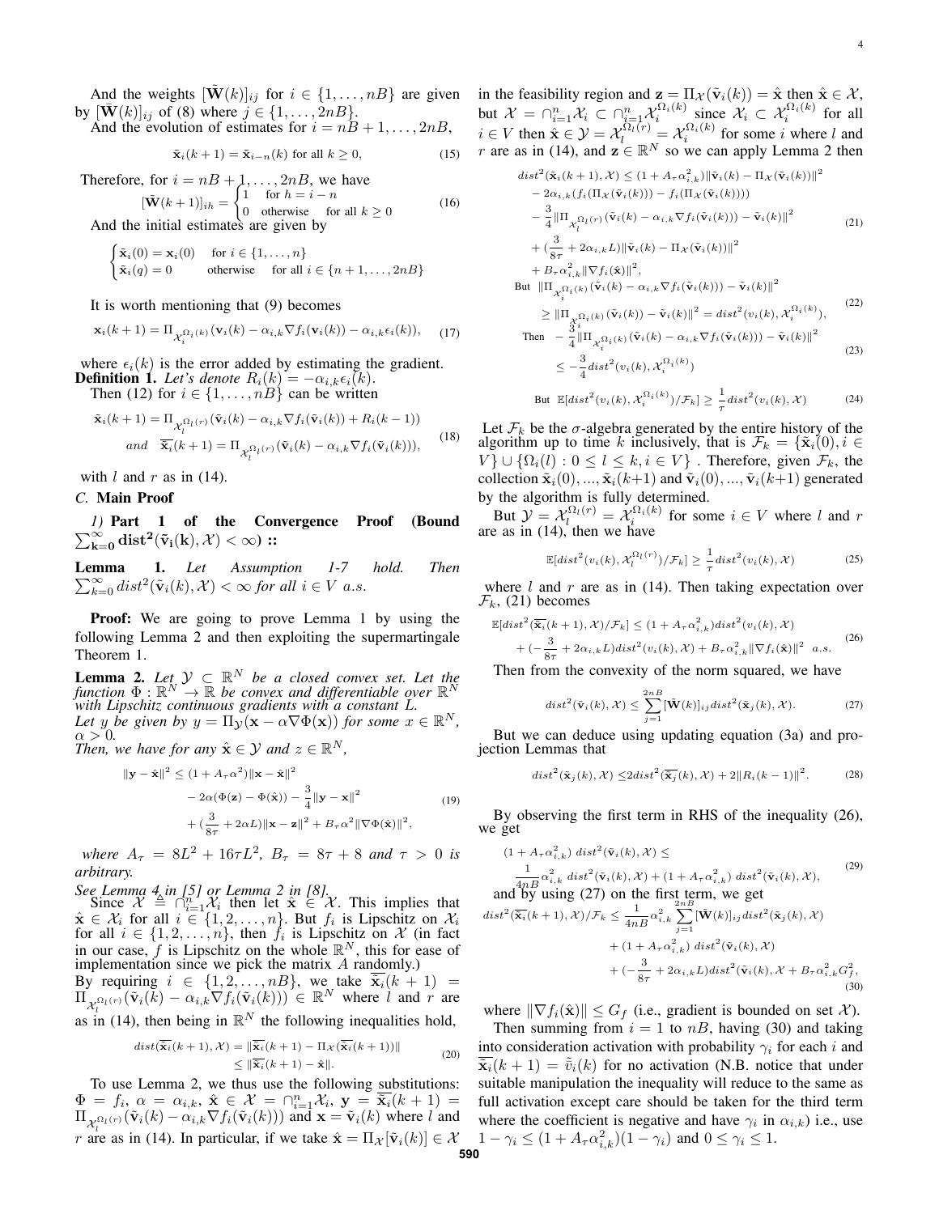And the weights $[\tilde{\mathbf{W}}(k)]_{ij}$ for $i \in \{1,\dots,nB\}$ are given by $[\mathbf{W}(k)]_{ij}$ of (8) where $j \in \{1,\dots,2nB\}$.

And the evolution of estimates for $i = nB+1,\dots,2nB$,

$$\tilde{\mathbf{x}}_i(k+1) = \tilde{\mathbf{x}}_{i-n}(k) \text{ for all } k \geq 0, \tag{15}$$

Therefore, for $i = nB+1,\dots,2nB$, we have

$$[\tilde{\mathbf{W}}(k+1)]_{ih} = \begin{cases} 1 & \text{for } h = i-n \\ 0 & \text{otherwise} \quad \text{for all } k \geq 0 \end{cases} \tag{16}$$

And the initial estimates are given by

$$\begin{cases} \tilde{\mathbf{x}}_i(0) = \mathbf{x}_i(0) & \text{for } i \in \{1,\dots,n\} \\ \tilde{\mathbf{x}}_i(q) = 0 & \text{otherwise} \quad \text{for all } i \in \{n+1,\dots,2nB\} \end{cases}$$

It is worth mentioning that (9) becomes

$$\mathbf{x}_i(k+1) = \Pi_{\mathcal{X}_i^{\Omega_i(k)}}(\mathbf{v}_i(k) - \alpha_{i,k}\nabla f_i(\mathbf{v}_i(k)) - \alpha_{i,k}\epsilon_i(k)), \tag{17}$$

where $\epsilon_i(k)$ is the error added by estimating the gradient.

**Definition 1.** *Let's denote $R_i(k) = -\alpha_{i,k}\epsilon_i(k)$.*

Then (12) for $i \in \{1,\dots,nB\}$ can be written

$$\begin{aligned} \tilde{\mathbf{x}}_i(k+1) &= \Pi_{\mathcal{X}_l^{\Omega_l(r)}}(\tilde{\mathbf{v}}_i(k) - \alpha_{i,k}\nabla f_i(\tilde{\mathbf{v}}_i(k)) + R_i(k-1)) \\ \textit{and} \quad \overline{\tilde{\mathbf{x}}_i}(k+1) &= \Pi_{\mathcal{X}_l^{\Omega_l(r)}}(\tilde{\mathbf{v}}_i(k) - \alpha_{i,k}\nabla f_i(\tilde{\mathbf{v}}_i(k))), \end{aligned} \tag{18}$$

with $l$ and $r$ as in (14).

## C. Main Proof

### 1) Part 1 of the Convergence Proof (Bound $\sum_{k=0}^{\infty} \mathbf{dist^2(\tilde{v}_i(k), \mathcal{X}) < \infty}$) ::

**Lemma 1.** *Let Assumption 1-7 hold. Then $\sum_{k=0}^{\infty} dist^2(\tilde{\mathbf{v}}_i(k), \mathcal{X}) < \infty$ for all $i \in V$ a.s.*

**Proof:** We are going to prove Lemma 1 by using the following Lemma 2 and then exploiting the supermartingale Theorem 1.

**Lemma 2.** *Let $\mathcal{Y} \subset \mathbb{R}^N$ be a closed convex set. Let the function $\Phi : \mathbb{R}^N \to \mathbb{R}$ be convex and differentiable over $\mathbb{R}^N$ with Lipschitz continuous gradients with a constant $L$.*
*Let $y$ be given by $y = \Pi_{\mathcal{Y}}(\mathbf{x} - \alpha\nabla\Phi(\mathbf{x}))$ for some $x \in \mathbb{R}^N$, $\alpha > 0$.*
*Then, we have for any $\hat{\mathbf{x}} \in \mathcal{Y}$ and $z \in \mathbb{R}^N$,*

$$\begin{aligned} \|\mathbf{y} - \hat{\mathbf{x}}\|^2 \leq\ & (1 + A_\tau\alpha^2)\|\mathbf{x} - \hat{\mathbf{x}}\|^2 \\ & - 2\alpha(\Phi(\mathbf{z}) - \Phi(\hat{\mathbf{x}})) - \frac{3}{4}\|\mathbf{y} - \mathbf{x}\|^2 \\ & + (\frac{3}{8\tau} + 2\alpha L)\|\mathbf{x} - \mathbf{z}\|^2 + B_\tau\alpha^2\|\nabla\Phi(\hat{\mathbf{x}})\|^2, \end{aligned} \tag{19}$$

*where $A_\tau = 8L^2 + 16\tau L^2$, $B_\tau = 8\tau + 8$ and $\tau > 0$ is arbitrary.*

*See Lemma 4 in [5] or Lemma 2 in [8].*

Since $\mathcal{X} \triangleq \cap_{i=1}^n \mathcal{X}_i$ then let $\hat{\mathbf{x}} \in \mathcal{X}$. This implies that $\hat{\mathbf{x}} \in \mathcal{X}_i$ for all $i \in \{1,2,\dots,n\}$. But $f_i$ is Lipschitz on $\mathcal{X}_i$ for all $i \in \{1,2,\dots,n\}$, then $f_i$ is Lipschitz on $\mathcal{X}$ (in fact in our case, $f$ is Lipschitz on the whole $\mathbb{R}^N$, this for ease of implementation since we pick the matrix $A$ randomly.)

By requiring $i \in \{1,2,\dots,nB\}$, we take $\overline{\tilde{\mathbf{x}}_i}(k+1) = \Pi_{\mathcal{X}_l^{\Omega_l(r)}}(\tilde{\mathbf{v}}_i(k) - \alpha_{i,k}\nabla f_i(\tilde{\mathbf{v}}_i(k))) \in \mathbb{R}^N$ where $l$ and $r$ are as in (14), then being in $\mathbb{R}^N$ the following inequalities hold,

$$\begin{aligned} dist(\overline{\tilde{\mathbf{x}}_i}(k+1), \mathcal{X}) &= \|\overline{\tilde{\mathbf{x}}_i}(k+1) - \Pi_{\mathcal{X}}(\overline{\tilde{\mathbf{x}}_i}(k+1))\| \\ &\leq \|\overline{\tilde{\mathbf{x}}_i}(k+1) - \hat{\mathbf{x}}\|. \end{aligned} \tag{20}$$

To use Lemma 2, we thus use the following substitutions: $\Phi = f_i$, $\alpha = \alpha_{i,k}$, $\hat{\mathbf{x}} \in \mathcal{X} = \cap_{i=1}^n \mathcal{X}_i$, $\mathbf{y} = \overline{\tilde{\mathbf{x}}_i}(k+1) = \Pi_{\mathcal{X}_l^{\Omega_l(r)}}(\tilde{\mathbf{v}}_i(k) - \alpha_{i,k}\nabla f_i(\tilde{\mathbf{v}}_i(k)))$ and $\mathbf{x} = \tilde{\mathbf{v}}_i(k)$ where $l$ and $r$ are as in (14). In particular, if we take $\hat{\mathbf{x}} = \Pi_{\mathcal{X}}[\tilde{\mathbf{v}}_i(k)] \in \mathcal{X}$ in the feasibility region and $\mathbf{z} = \Pi_{\mathcal{X}}(\tilde{\mathbf{v}}_i(k)) = \hat{\mathbf{x}}$ then $\hat{\mathbf{x}} \in \mathcal{X}$, but $\mathcal{X} = \cap_{i=1}^n \mathcal{X}_i \subset \cap_{i=1}^n \mathcal{X}_i^{\Omega_i(k)}$ since $\mathcal{X}_i \subset \mathcal{X}_i^{\Omega_i(k)}$ for all $i \in V$ then $\hat{\mathbf{x}} \in \mathcal{Y} = \mathcal{X}_l^{\Omega_l(r)} = \mathcal{X}_i^{\Omega_i(k)}$ for some $i$ where $l$ and $r$ are as in (14), and $\mathbf{z} \in \mathbb{R}^N$ so we can apply Lemma 2 then

$$\begin{aligned} dist^2(\tilde{\mathbf{x}}_i(k+1), \mathcal{X}) \leq\ & (1 + A_\tau\alpha_{i,k}^2)\|\tilde{\mathbf{v}}_i(k) - \Pi_{\mathcal{X}}(\tilde{\mathbf{v}}_i(k))\|^2 \\ & - 2\alpha_{i,k}(f_i(\Pi_{\mathcal{X}}(\tilde{\mathbf{v}}_i(k))) - f_i(\Pi_{\mathcal{X}}(\tilde{\mathbf{v}}_i(k)))) \\ & - \frac{3}{4}\|\Pi_{\mathcal{X}_l^{\Omega_l(r)}}(\tilde{\mathbf{v}}_i(k) - \alpha_{i,k}\nabla f_i(\tilde{\mathbf{v}}_i(k))) - \tilde{\mathbf{v}}_i(k)\|^2 \\ & + (\frac{3}{8\tau} + 2\alpha_{i,k}L)\|\tilde{\mathbf{v}}_i(k) - \Pi_{\mathcal{X}}(\tilde{\mathbf{v}}_i(k))\|^2 \\ & + B_\tau\alpha_{i,k}^2\|\nabla f_i(\hat{\mathbf{x}})\|^2, \end{aligned} \tag{21}$$

$$\begin{aligned} \text{But } & \|\Pi_{\mathcal{X}_i^{\Omega_i(k)}}(\tilde{\mathbf{v}}_i(k) - \alpha_{i,k}\nabla f_i(\tilde{\mathbf{v}}_i(k))) - \tilde{\mathbf{v}}_i(k)\|^2 \\ & \geq \|\Pi_{\mathcal{X}_i^{\Omega_i(k)}}(\tilde{\mathbf{v}}_i(k)) - \tilde{\mathbf{v}}_i(k)\|^2 = dist^2(v_i(k), \mathcal{X}_i^{\Omega_i(k)}), \end{aligned} \tag{22}$$

$$\begin{aligned} \text{Then } & -\frac{3}{4}\|\Pi_{\mathcal{X}_i^{\Omega_i(k)}}(\tilde{\mathbf{v}}_i(k) - \alpha_{i,k}\nabla f_i(\tilde{\mathbf{v}}_i(k))) - \tilde{\mathbf{v}}_i(k)\|^2 \\ & \leq -\frac{3}{4}dist^2(v_i(k), \mathcal{X}_i^{\Omega_i(k)}) \end{aligned} \tag{23}$$

$$\text{But } \mathbb{E}[dist^2(v_i(k), \mathcal{X}_i^{\Omega_i(k)})/\mathcal{F}_k] \geq \frac{1}{\tau}dist^2(v_i(k), \mathcal{X}) \tag{24}$$

Let $\mathcal{F}_k$ be the $\sigma$-algebra generated by the entire history of the algorithm up to time $k$ inclusively, that is $\mathcal{F}_k = \{\tilde{\mathbf{x}}_i(0), i \in V\} \cup \{\Omega_i(l) : 0 \leq l \leq k, i \in V\}$. Therefore, given $\mathcal{F}_k$, the collection $\tilde{\mathbf{x}}_i(0), \dots, \tilde{\mathbf{x}}_i(k+1)$ and $\tilde{\mathbf{v}}_i(0), \dots, \tilde{\mathbf{v}}_i(k+1)$ generated by the algorithm is fully determined.

But $\mathcal{Y} = \mathcal{X}_l^{\Omega_l(r)} = \mathcal{X}_i^{\Omega_i(k)}$ for some $i \in V$ where $l$ and $r$ are as in (14), then we have

$$\mathbb{E}[dist^2(v_i(k), \mathcal{X}_l^{\Omega_l(r)})/\mathcal{F}_k] \geq \frac{1}{\tau}dist^2(v_i(k), \mathcal{X}) \tag{25}$$

where $l$ and $r$ are as in (14). Then taking expectation over $\mathcal{F}_k$, (21) becomes

$$\begin{aligned} \mathbb{E}[dist^2(\overline{\tilde{\mathbf{x}}_i}(k+1), \mathcal{X})/\mathcal{F}_k] \leq\ & (1 + A_\tau\alpha_{i,k}^2)dist^2(v_i(k), \mathcal{X}) \\ & + (-\frac{3}{8\tau} + 2\alpha_{i,k}L)dist^2(v_i(k), \mathcal{X}) + B_\tau\alpha_{i,k}^2\|\nabla f_i(\hat{\mathbf{x}})\|^2 \quad a.s. \end{aligned} \tag{26}$$

Then from the convexity of the norm squared, we have

$$dist^2(\tilde{\mathbf{v}}_i(k), \mathcal{X}) \leq \sum_{j=1}^{2nB}[\tilde{\mathbf{W}}(k)]_{ij}dist^2(\tilde{\mathbf{x}}_j(k), \mathcal{X}). \tag{27}$$

But we can deduce using updating equation (3a) and projection Lemmas that

$$dist^2(\tilde{\mathbf{x}}_j(k), \mathcal{X}) \leq 2dist^2(\overline{\tilde{\mathbf{x}}_j}(k), \mathcal{X}) + 2\|R_i(k-1)\|^2. \tag{28}$$

By observing the first term in RHS of the inequality (26), we get

$$\begin{aligned} & (1 + A_\tau\alpha_{i,k}^2)\ dist^2(\tilde{\mathbf{v}}_i(k), \mathcal{X}) \leq \\ & \frac{1}{4nB}\alpha_{i,k}^2\ dist^2(\tilde{\mathbf{v}}_i(k), \mathcal{X}) + (1 + A_\tau\alpha_{i,k}^2)\ dist^2(\tilde{\mathbf{v}}_i(k), \mathcal{X}), \end{aligned} \tag{29}$$

and by using (27) on the first term, we get

$$\begin{aligned} dist^2(\overline{\tilde{\mathbf{x}}_i}(k+1), \mathcal{X})/\mathcal{F}_k \leq\ & \frac{1}{4nB}\alpha_{i,k}^2\sum_{j=1}^{2nB}[\tilde{\mathbf{W}}(k)]_{ij}dist^2(\tilde{\mathbf{x}}_j(k), \mathcal{X}) \\ & + (1 + A_\tau\alpha_{i,k}^2)\ dist^2(\tilde{\mathbf{v}}_i(k), \mathcal{X}) \\ & + (-\frac{3}{8\tau} + 2\alpha_{i,k}L)dist^2(\tilde{\mathbf{v}}_i(k), \mathcal{X} + B_\tau\alpha_{i,k}^2G_f^2, \end{aligned} \tag{30}$$

where $\|\nabla f_i(\hat{\mathbf{x}})\| \leq G_f$ (i.e., gradient is bounded on set $\mathcal{X}$).

Then summing from $i = 1$ to $nB$, having (30) and taking into consideration activation with probability $\gamma_i$ for each $i$ and $\overline{\tilde{\mathbf{x}}_i}(k+1) = \tilde{\tilde{v}}_i(k)$ for no activation (N.B. notice that under suitable manipulation the inequality will reduce to the same as full activation except care should be taken for the third term where the coefficient is negative and have $\gamma_i$ in $\alpha_{i,k}$) i.e., use $1 - \gamma_i \leq (1 + A_\tau\alpha_{i,k}^2)(1 - \gamma_i)$ and $0 \leq \gamma_i \leq 1$.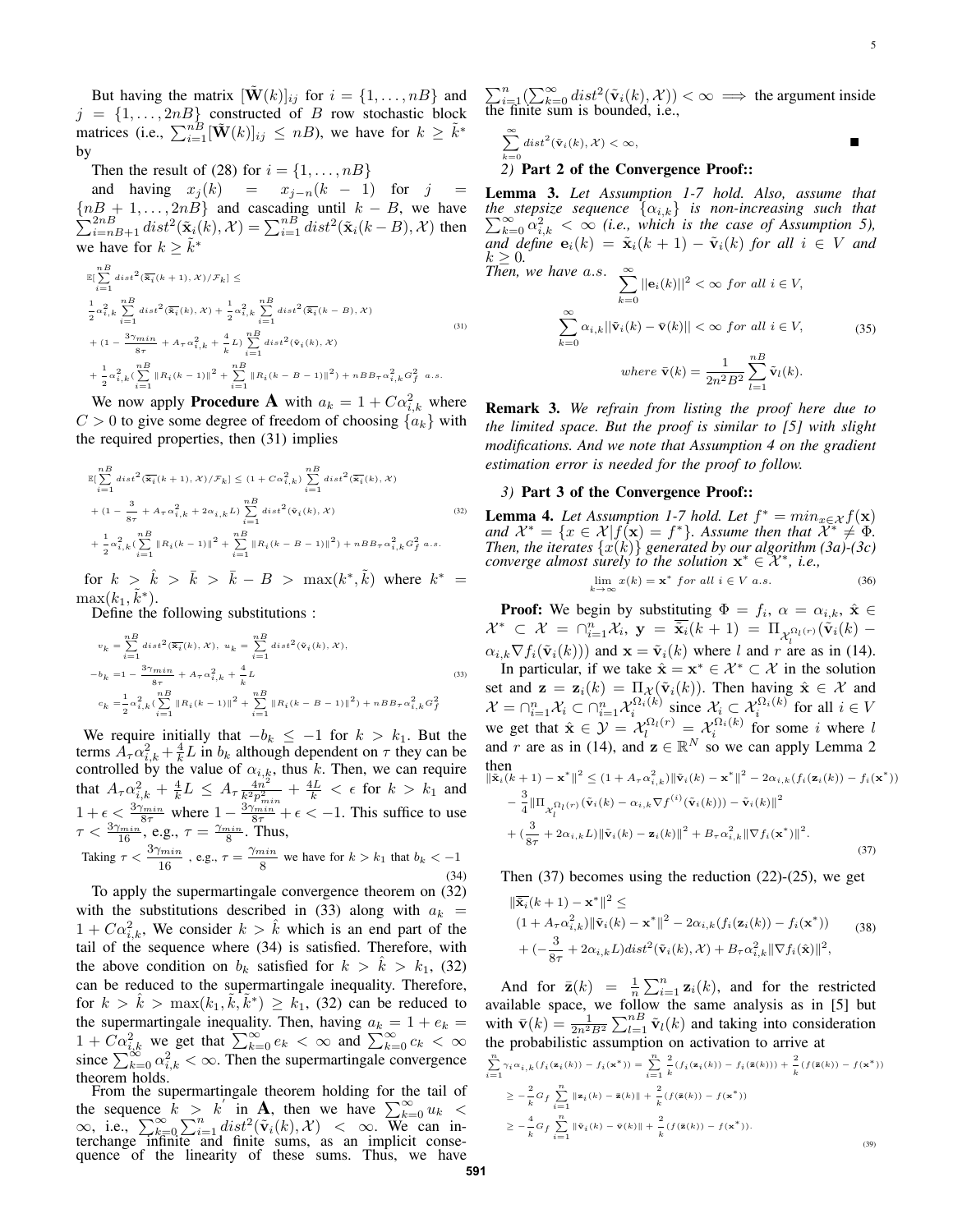But having the matrix $[\tilde{\mathbf{W}}(k)]_{ij}$ for $i = \{1, \ldots, nB\}$ and $j = \{1, \ldots, 2nB\}$ constructed of $B$ row stochastic block matrices (i.e., $\sum_{i=1}^{nB} [\tilde{\mathbf{W}}(k)]_{ij} \leq nB$), we have for $k \geq \tilde{k}^*$ by

Then the result of (28) for $i = \{1, \ldots, nB\}$

and having $x_j(k) = x_{j-n}(k-1)$ for $j = \{nB+1, \ldots, 2nB\}$ and cascading until $k - B$, we have $\sum_{i=nB+1}^{2nB} dist^2(\tilde{\mathbf{x}}_i(k), \mathcal{X}) = \sum_{i=1}^{nB} dist^2(\tilde{\mathbf{x}}_i(k-B), \mathcal{X})$ then we have for $k \geq \tilde{k}^*$

$$
\begin{aligned}
&\mathbb{E}[\sum_{i=1}^{nB} dist^2(\overline{\mathbf{x}_i}(k+1), \mathcal{X})/\mathcal{F}_k] \leq \\
&\frac{1}{2}\alpha_{i,k}^2 \sum_{i=1}^{nB} dist^2(\overline{\mathbf{x}_i}(k), \mathcal{X}) + \frac{1}{2}\alpha_{i,k}^2 \sum_{i=1}^{nB} dist^2(\overline{\mathbf{x}_i}(k-B), \mathcal{X}) \\
&+ (1 - \frac{3\gamma_{min}}{8\tau} + A_\tau \alpha_{i,k}^2 + \frac{4}{k}L) \sum_{i=1}^{nB} dist^2(\tilde{\mathbf{v}}_i(k), \mathcal{X}) \\
&+ \frac{1}{2}\alpha_{i,k}^2 (\sum_{i=1}^{nB} \|R_i(k-1)\|^2 + \sum_{i=1}^{nB} \|R_i(k-B-1)\|^2) + nBB_\tau \alpha_{i,k}^2 G_f^2 \ \ a.s.
\end{aligned}
\tag{31}
$$

We now apply **Procedure A** with $a_k = 1 + C\alpha_{i,k}^2$ where $C > 0$ to give some degree of freedom of choosing $\{a_k\}$ with the required properties, then (31) implies

$$
\begin{aligned}
&\mathbb{E}[\sum_{i=1}^{nB} dist^2(\overline{\mathbf{x}_i}(k+1), \mathcal{X})/\mathcal{F}_k] \leq (1 + C\alpha_{i,k}^2) \sum_{i=1}^{nB} dist^2(\overline{\mathbf{x}_i}(k), \mathcal{X}) \\
&+ (1 - \frac{3}{8\tau} + A_\tau \alpha_{i,k}^2 + 2\alpha_{i,k} L) \sum_{i=1}^{nB} dist^2(\tilde{\mathbf{v}}_i(k), \mathcal{X}) \\
&+ \frac{1}{2}\alpha_{i,k}^2 (\sum_{i=1}^{nB} \|R_i(k-1)\|^2 + \sum_{i=1}^{nB} \|R_i(k-B-1)\|^2) + nBB_\tau \alpha_{i,k}^2 G_f^2 \ \ a.s.
\end{aligned}
\tag{32}
$$

for $k > \hat{k} > \bar{k} > \bar{k} - B > \max(k^*, \tilde{k})$ where $k^* = \max(k_1, \tilde{k}^*)$.

Define the following substitutions :

$$
\begin{aligned}
&v_k = \sum_{i=1}^{nB} dist^2(\overline{\mathbf{x}_i}(k), \mathcal{X}), \ u_k = \sum_{i=1}^{nB} dist^2(\tilde{\mathbf{v}}_i(k), \mathcal{X}), \\
&-b_k = 1 - \frac{3\gamma_{min}}{8\tau} + A_\tau \alpha_{i,k}^2 + \frac{4}{k}L \\
&c_k = \frac{1}{2}\alpha_{i,k}^2 (\sum_{i=1}^{nB} \|R_i(k-1)\|^2 + \sum_{i=1}^{nB} \|R_i(k-B-1)\|^2) + nBB_\tau \alpha_{i,k}^2 G_f^2
\end{aligned}
\tag{33}
$$

We require initially that $-b_k \leq -1$ for $k > k_1$. But the terms $A_\tau \alpha_{i,k}^2 + \frac{4}{k}L$ in $b_k$ although dependent on $\tau$ they can be controlled by the value of $\alpha_{i,k}$, thus $k$. Then, we can require that $A_\tau \alpha_{i,k}^2 + \frac{4}{k}L \leq A_\tau \frac{4n^2}{k^2 p_{min}^2} + \frac{4L}{k} < \epsilon$ for $k > k_1$ and $1 + \epsilon < \frac{3\gamma_{min}}{8\tau}$ where $1 - \frac{3\gamma_{min}}{8\tau} + \epsilon < -1$. This suffice to use $\tau < \frac{3\gamma_{min}}{16}$, e.g., $\tau = \frac{\gamma_{min}}{8}$. Thus,

$$
\text{Taking } \tau < \frac{3\gamma_{min}}{16} \text{ , e.g., } \tau = \frac{\gamma_{min}}{8} \text{ we have for } k > k_1 \text{ that } b_k < -1
\tag{34}
$$

To apply the supermartingale convergence theorem on (32) with the substitutions described in (33) along with $a_k = 1 + C\alpha_{i,k}^2$, We consider $k > \hat{k}$ which is an end part of the tail of the sequence where (34) is satisfied. Therefore, with the above condition on $b_k$ satisfied for $k > \hat{k} > k_1$, (32) can be reduced to the supermartingale inequality. Therefore, for $k > \hat{k} > \max(k_1, \tilde{k}, \tilde{k}^*) \geq k_1$, (32) can be reduced to the supermartingale inequality. Then, having $a_k = 1 + e_k = 1 + C\alpha_{i,k}^2$ we get that $\sum_{k=0}^{\infty} e_k < \infty$ and $\sum_{k=0}^{\infty} c_k < \infty$ since $\sum_{k=0}^{\infty} \alpha_{i,k}^2 < \infty$. Then the supermartingale convergence theorem holds.

From the supermartingale theorem holding for the tail of the sequence $k > k'$ in **A**, then we have $\sum_{k=0}^{\infty} u_k < \infty$, i.e., $\sum_{k=0}^{\infty} \sum_{i=1}^{n} dist^2(\tilde{\mathbf{v}}_i(k), \mathcal{X}) < \infty$. We can interchange infinite and finite sums, as an implicit consequence of the linearity of these sums. Thus, we have $\sum_{i=1}^{n} (\sum_{k=0}^{\infty} dist^2(\tilde{\mathbf{v}}_i(k), \mathcal{X})) < \infty \implies$ the argument inside the finite sum is bounded, i.e.,

$$
\sum_{k=0}^{\infty} dist^2(\tilde{\mathbf{v}}_i(k), \mathcal{X}) < \infty, \qquad \blacksquare
$$

*2)* **Part 2 of the Convergence Proof::**

**Lemma 3.** *Let Assumption 1-7 hold. Also, assume that the stepsize sequence $\{\alpha_{i,k}\}$ is non-increasing such that $\sum_{k=0}^{\infty} \alpha_{i,k}^2 < \infty$ (i.e., which is the case of Assumption 5), and define $\mathbf{e}_i(k) = \tilde{\mathbf{x}}_i(k+1) - \tilde{\mathbf{v}}_i(k)$ for all $i \in V$ and $k \geq 0$.*
*Then, we have a.s.*

$$
\begin{aligned}
&\sum_{k=0}^{\infty} ||\mathbf{e}_i(k)||^2 < \infty \ for \ all \ i \in V, \\
&\sum_{k=0}^{\infty} \alpha_{i,k} ||\tilde{\mathbf{v}}_i(k) - \bar{\mathbf{v}}(k)|| < \infty \ for \ all \ i \in V, \\
&where \ \bar{\mathbf{v}}(k) = \frac{1}{2n^2B^2} \sum_{l=1}^{nB} \tilde{\mathbf{v}}_l(k).
\end{aligned}
\tag{35}
$$

**Remark 3.** *We refrain from listing the proof here due to the limited space. But the proof is similar to [5] with slight modifications. And we note that Assumption 4 on the gradient estimation error is needed for the proof to follow.*

*3)* **Part 3 of the Convergence Proof::**

**Lemma 4.** *Let Assumption 1-7 hold. Let $f^* = min_{x \in \mathcal{X}} f(\mathbf{x})$ and $\mathcal{X}^* = \{x \in \mathcal{X} | f(\mathbf{x}) = f^*\}$. Assume then that $\mathcal{X}^* \neq \Phi$. Then, the iterates $\{x(k)\}$ generated by our algorithm (3a)-(3c) converge almost surely to the solution $\mathbf{x}^* \in \mathcal{X}^*$, i.e.,*

$$
\lim_{k \to \infty} x(k) = \mathbf{x}^* \ for \ all \ i \in V \ a.s.
\tag{36}
$$

**Proof:** We begin by substituting $\Phi = f_i$, $\alpha = \alpha_{i,k}$, $\hat{\mathbf{x}} \in \mathcal{X}^* \subset \mathcal{X} = \cap_{i=1}^{n} \mathcal{X}_i$, $\mathbf{y} = \overline{\mathbf{x}_i}(k+1) = \Pi_{\mathcal{X}_l^{\Omega_l(r)}}(\tilde{\mathbf{v}}_i(k) - \alpha_{i,k} \nabla f_i(\tilde{\mathbf{v}}_i(k)))$ and $\mathbf{x} = \tilde{\mathbf{v}}_i(k)$ where $l$ and $r$ are as in (14).

In particular, if we take $\hat{\mathbf{x}} = \mathbf{x}^* \in \mathcal{X}^* \subset \mathcal{X}$ in the solution set and $\mathbf{z} = \mathbf{z}_i(k) = \Pi_{\mathcal{X}}(\tilde{\mathbf{v}}_i(k))$. Then having $\hat{\mathbf{x}} \in \mathcal{X}$ and $\mathcal{X} = \cap_{i=1}^{n} \mathcal{X}_i \subset \cap_{i=1}^{n} \mathcal{X}_i^{\Omega_i(k)}$ since $\mathcal{X}_i \subset \mathcal{X}_i^{\Omega_i(k)}$ for all $i \in V$ we get that $\hat{\mathbf{x}} \in \mathcal{Y} = \mathcal{X}_l^{\Omega_l(r)} = \mathcal{X}_i^{\Omega_i(k)}$ for some $i$ where $l$ and $r$ are as in (14), and $\mathbf{z} \in \mathbb{R}^N$ so we can apply Lemma 2 then

$$
\begin{aligned}
&\|\overline{\mathbf{x}_i}(k+1) - \mathbf{x}^*\|^2 \leq (1 + A_\tau \alpha_{i,k}^2) \|\tilde{\mathbf{v}}_i(k) - \mathbf{x}^*\|^2 - 2\alpha_{i,k}(f_i(\mathbf{z}_i(k)) - f_i(\mathbf{x}^*)) \\
&- \frac{3}{4} \|\Pi_{\mathcal{X}_l^{\Omega_l(r)}}(\tilde{\mathbf{v}}_i(k) - \alpha_{i,k} \nabla f^{(i)}(\tilde{\mathbf{v}}_i(k))) - \tilde{\mathbf{v}}_i(k)\|^2 \\
&+ (\frac{3}{8\tau} + 2\alpha_{i,k} L) \|\tilde{\mathbf{v}}_i(k) - \mathbf{z}_i(k)\|^2 + B_\tau \alpha_{i,k}^2 \|\nabla f_i(\mathbf{x}^*)\|^2.
\end{aligned}
\tag{37}
$$

Then (37) becomes using the reduction (22)-(25), we get

$$
\begin{aligned}
&\|\overline{\mathbf{x}_i}(k+1) - \mathbf{x}^*\|^2 \leq \\
&(1 + A_\tau \alpha_{i,k}^2) \|\tilde{\mathbf{v}}_i(k) - \mathbf{x}^*\|^2 - 2\alpha_{i,k}(f_i(\mathbf{z}_i(k)) - f_i(\mathbf{x}^*)) \\
&+ (-\frac{3}{8\tau} + 2\alpha_{i,k} L) dist^2(\tilde{\mathbf{v}}_i(k), \mathcal{X}) + B_\tau \alpha_{i,k}^2 \|\nabla f_i(\hat{\mathbf{x}})\|^2,
\end{aligned}
\tag{38}
$$

And for $\bar{\mathbf{z}}(k) = \frac{1}{n} \sum_{i=1}^{n} \mathbf{z}_i(k)$, and for the restricted available space, we follow the same analysis as in [5] but with $\bar{\mathbf{v}}(k) = \frac{1}{2n^2B^2} \sum_{l=1}^{nB} \tilde{\mathbf{v}}_l(k)$ and taking into consideration the probabilistic assumption on activation to arrive at

$$
\begin{aligned}
&\sum_{i=1}^{n} \gamma_i \alpha_{i,k} (f_i(\mathbf{z}_i(k)) - f_i(\mathbf{x}^*)) = \sum_{i=1}^{n} \frac{2}{k} (f_i(\mathbf{z}_i(k)) - f_i(\bar{\mathbf{z}}(k))) + \frac{2}{k} (f(\bar{\mathbf{z}}(k)) - f(\mathbf{x}^*)) \\
&\geq -\frac{2}{k} G_f \sum_{i=1}^{n} \|\mathbf{z}_i(k) - \bar{\mathbf{z}}(k)\| + \frac{2}{k} (f(\bar{\mathbf{z}}(k)) - f(\mathbf{x}^*)) \\
&\geq -\frac{4}{k} G_f \sum_{i=1}^{n} \|\tilde{\mathbf{v}}_i(k) - \bar{\mathbf{v}}(k)\| + \frac{2}{k} (f(\bar{\mathbf{z}}(k)) - f(\mathbf{x}^*)).
\end{aligned}
\tag{39}
$$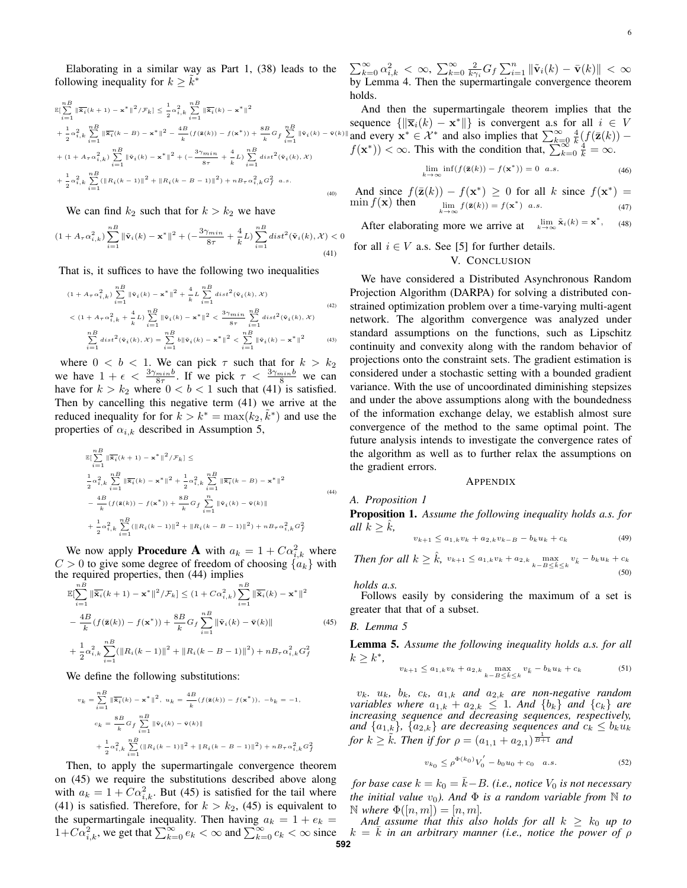Elaborating in a similar way as Part 1, (38) leads to the following inequality for $k \geq \tilde{k}^*$

$$\mathbb{E}[\sum_{i=1}^{nB} \|\overline{\mathbf{x}_i}(k+1) - \mathbf{x}^*\|^2 / \mathcal{F}_k] \leq \frac{1}{2}\alpha_{i,k}^2 \sum_{i=1}^{nB} \|\overline{\mathbf{x}_i}(k) - \mathbf{x}^*\|^2$$
$$+ \frac{1}{2}\alpha_{i,k}^2 \sum_{i=1}^{nB} \|\overline{\mathbf{x}_i}(k-B) - \mathbf{x}^*\|^2 - \frac{4B}{k}(f(\bar{\mathbf{z}}(k)) - f(\mathbf{x}^*)) + \frac{8B}{k} G_f \sum_{i=1}^{nB} \|\tilde{\mathbf{v}}_i(k) - \bar{\mathbf{v}}(k)\|$$
$$+ (1 + A_\tau \alpha_{i,k}^2) \sum_{i=1}^{nB} \|\tilde{\mathbf{v}}_i(k) - \mathbf{x}^*\|^2 + (-\frac{3\gamma_{min}}{8\tau} + \frac{4}{k}L) \sum_{i=1}^{nB} dist^2(\tilde{\mathbf{v}}_i(k), \mathcal{X})$$
$$+ \frac{1}{2}\alpha_{i,k}^2 \sum_{i=1}^{nB} (\|R_i(k-1)\|^2 + \|R_i(k-B-1)\|^2) + nB_\tau \alpha_{i,k}^2 G_f^2 \quad a.s. \tag{40}$$

We can find $k_2$ such that for $k > k_2$ we have

$$(1 + A_\tau \alpha_{i,k}^2) \sum_{i=1}^{nB} \|\tilde{\mathbf{v}}_i(k) - \mathbf{x}^*\|^2 + (-\frac{3\gamma_{min}}{8\tau} + \frac{4}{k}L) \sum_{i=1}^{nB} dist^2(\tilde{\mathbf{v}}_i(k), \mathcal{X}) < 0 \tag{41}$$

That is, it suffices to have the following two inequalities

$$(1 + A_\tau \alpha_{i,k}^2) \sum_{i=1}^{nB} \|\tilde{\mathbf{v}}_i(k) - \mathbf{x}^*\|^2 + \frac{4}{k} L \sum_{i=1}^{nB} dist^2(\tilde{\mathbf{v}}_i(k), \mathcal{X})$$
$$< (1 + A_\tau \alpha_{i,k}^2 + \frac{4}{k}L) \sum_{i=1}^{nB} \|\tilde{\mathbf{v}}_i(k) - \mathbf{x}^*\|^2 < \frac{3\gamma_{min}}{8\tau} \sum_{i=1}^{nB} dist^2(\tilde{\mathbf{v}}_i(k), \mathcal{X}) \tag{42}$$

$$\sum_{i=1}^{nB} dist^2(\tilde{\mathbf{v}}_i(k), \mathcal{X}) = \sum_{i=1}^{nB} b\|\tilde{\mathbf{v}}_i(k) - \mathbf{x}^*\|^2 < \sum_{i=1}^{nB} \|\tilde{\mathbf{v}}_i(k) - \mathbf{x}^*\|^2 \tag{43}$$

where $0 < b < 1$. We can pick $\tau$ such that for $k > k_2$ we have $1 + \epsilon < \frac{3\gamma_{min} b}{8\tau}$. If we pick $\tau < \frac{3\gamma_{min} b}{8}$ we can have for $k > k_2$ where $0 < b < 1$ such that (41) is satisfied. Then by cancelling this negative term (41) we arrive at the reduced inequality for for $k > k^* = \max(k_2, \tilde{k}^*)$ and use the properties of $\alpha_{i,k}$ described in Assumption 5,

$$\mathbb{E}[\sum_{i=1}^{nB} \|\overline{\mathbf{x}_i}(k+1) - \mathbf{x}^*\|^2 / \mathcal{F}_k] \leq$$
$$\frac{1}{2}\alpha_{i,k}^2 \sum_{i=1}^{nB} \|\overline{\mathbf{x}_i}(k) - \mathbf{x}^*\|^2 + \frac{1}{2}\alpha_{i,k}^2 \sum_{i=1}^{nB} \|\overline{\mathbf{x}_i}(k-B) - \mathbf{x}^*\|^2$$
$$- \frac{4B}{k}(f(\bar{\mathbf{z}}(k)) - f(\mathbf{x}^*)) + \frac{8B}{k} G_f \sum_{i=1}^{n} \|\tilde{\mathbf{v}}_i(k) - \bar{\mathbf{v}}(k)\|$$
$$+ \frac{1}{2}\alpha_{i,k}^2 \sum_{i=1}^{nB} (\|R_i(k-1)\|^2 + \|R_i(k-B-1)\|^2) + nB_\tau \alpha_{i,k}^2 G_f^2 \tag{44}$$

We now apply **Procedure A** with $a_k = 1 + C\alpha_{i,k}^2$ where $C > 0$ to give some degree of freedom of choosing $\{a_k\}$ with the required properties, then (44) implies

$$\mathbb{E}[\sum_{i=1}^{nB} \|\overline{\mathbf{x}_i}(k+1) - \mathbf{x}^*\|^2 / \mathcal{F}_k] \leq (1 + C\alpha_{i,k}^2) \sum_{i=1}^{nB} \|\overline{\mathbf{x}_i}(k) - \mathbf{x}^*\|^2$$
$$- \frac{4B}{k}(f(\bar{\mathbf{z}}(k)) - f(\mathbf{x}^*)) + \frac{8B}{k} G_f \sum_{i=1}^{nB} \|\tilde{\mathbf{v}}_i(k) - \bar{\mathbf{v}}(k)\| \tag{45}$$
$$+ \frac{1}{2}\alpha_{i,k}^2 \sum_{i=1}^{nB} (\|R_i(k-1)\|^2 + \|R_i(k-B-1)\|^2) + nB_\tau \alpha_{i,k}^2 G_f^2$$

We define the following substitutions:

$$v_k = \sum_{i=1}^{nB} \|\overline{\mathbf{x}_i}(k) - \mathbf{x}^*\|^2, \ u_k = \frac{4B}{k}(f(\bar{\mathbf{z}}(k)) - f(\mathbf{x}^*)), \ -b_k = -1,$$
$$c_k = \frac{8B}{k} G_f \sum_{i=1}^{nB} \|\tilde{\mathbf{v}}_i(k) - \bar{\mathbf{v}}(k)\|$$
$$+ \frac{1}{2}\alpha_{i,k}^2 \sum_{i=1}^{nB} (\|R_i(k-1)\|^2 + \|R_i(k-B-1)\|^2) + nB_\tau \alpha_{i,k}^2 G_f^2$$

Then, to apply the supermartingale convergence theorem on (45) we require the substitutions described above along with $a_k = 1 + C\alpha_{i,k}^2$. But (45) is satisfied for the tail where (41) is satisfied. Therefore, for $k > k_2$, (45) is equivalent to the supermartingale inequality. Then having $a_k = 1 + e_k = 1 + C\alpha_{i,k}^2$, we get that $\sum_{k=0}^{\infty} e_k < \infty$ and $\sum_{k=0}^{\infty} c_k < \infty$ since $\sum_{k=0}^{\infty} \alpha_{i,k}^2 < \infty$, $\sum_{k=0}^{\infty} \frac{2}{k\gamma_i} G_f \sum_{i=1}^{n} \|\tilde{\mathbf{v}}_i(k) - \bar{\mathbf{v}}(k)\| < \infty$ by Lemma 4. Then the supermartingale convergence theorem holds.

And then the supermartingale theorem implies that the sequence $\{\|\overline{\mathbf{x}}_i(k) - \mathbf{x}^*\|\}$ is convergent a.s for all $i \in V$ and every $\mathbf{x}^* \in \mathcal{X}^*$ and also implies that $\sum_{k=0}^{\infty} \frac{4}{k}(f(\bar{\mathbf{z}}(k)) - f(\mathbf{x}^*)) < \infty$. This with the condition that, $\sum_{k=0}^{\infty} \frac{4}{k} = \infty$.

$$\lim_{k \to \infty} \inf(f(\bar{\mathbf{z}}(k)) - f(\mathbf{x}^*)) = 0 \quad a.s. \tag{46}$$

And since $f(\bar{\mathbf{z}}(k)) - f(\mathbf{x}^*) \geq 0$ for all $k$ since $f(\mathbf{x}^*) = \min f(\mathbf{x})$ then

$$\lim_{k \to \infty} f(\bar{\mathbf{z}}(k)) = f(\mathbf{x}^*) \quad a.s. \tag{47}$$

After elaborating more we arrive at

$$\lim_{k \to \infty} \tilde{\mathbf{x}}_i(k) = \mathbf{x}^*, \tag{48}$$

for all $i \in V$ a.s. See [5] for further details.

## V. Conclusion

We have considered a Distributed Asynchronous Random Projection Algorithm (DARPA) for solving a distributed constrained optimization problem over a time-varying multi-agent network. The algorithm convergence was analyzed under standard assumptions on the functions, such as Lipschitz continuity and convexity along with the random behavior of projections onto the constraint sets. The gradient estimation is considered under a stochastic setting with a bounded gradient variance. With the use of uncoordinated diminishing stepsizes and under the above assumptions along with the boundedness of the information exchange delay, we establish almost sure convergence of the method to the same optimal point. The future analysis intends to investigate the convergence rates of the algorithm as well as to further relax the assumptions on the gradient errors.

## Appendix

### A. Proposition 1

**Proposition 1.** *Assume the following inequality holds a.s. for all $k \geq \hat{k}$,*

$$v_{k+1} \leq a_{1,k} v_k + a_{2,k} v_{k-B} - b_k u_k + c_k \tag{49}$$

*Then for all $k \geq \hat{k}$,* $v_{k+1} \leq a_{1,k} v_k + a_{2,k} \max_{k-B \leq \tilde{k} \leq k} v_{\tilde{k}} - b_k u_k + c_k$ (50) *holds a.s.*

Follows easily by considering the maximum of a set is greater that that of a subset.

### B. Lemma 5

**Lemma 5.** *Assume the following inequality holds a.s. for all $k \geq k^*$,*

$$v_{k+1} \leq a_{1,k} v_k + a_{2,k} \max_{k-B \leq \tilde{k} \leq k} v_{\tilde{k}} - b_k u_k + c_k \tag{51}$$

*$v_k$. $u_k$, $b_k$, $c_k$, $a_{1,k}$ and $a_{2,k}$ are non-negative random variables where $a_{1,k} + a_{2,k} \leq 1$. And $\{b_k\}$ and $\{c_k\}$ are increasing sequences and decreasing sequences, respectively, and $\{a_{1,k}\}$, $\{a_{2,k}\}$ are decreasing sequences and $c_k \leq b_k u_k$ for $k \geq \tilde{k}$. Then if for $\rho = (a_{1,1} + a_{2,1})^{\frac{1}{B+1}}$ and*

$$v_{k_0} \leq \rho^{\Phi(k_0)} V_0' - b_0 u_0 + c_0 \quad a.s. \tag{52}$$

*for base case $k = k_0 = \bar{k} - B$. (i.e., notice $V_0$ is not necessary the initial value $v_0$). And $\Phi$ is a random variable from $\mathbb{N}$ to $\mathbb{N}$ where $\Phi([n, m]) = [n, m]$.*

*And assume that this also holds for all $k \geq k_0$ up to $k = \bar{k}$ in an arbitrary manner (i.e., notice the power of $\rho$*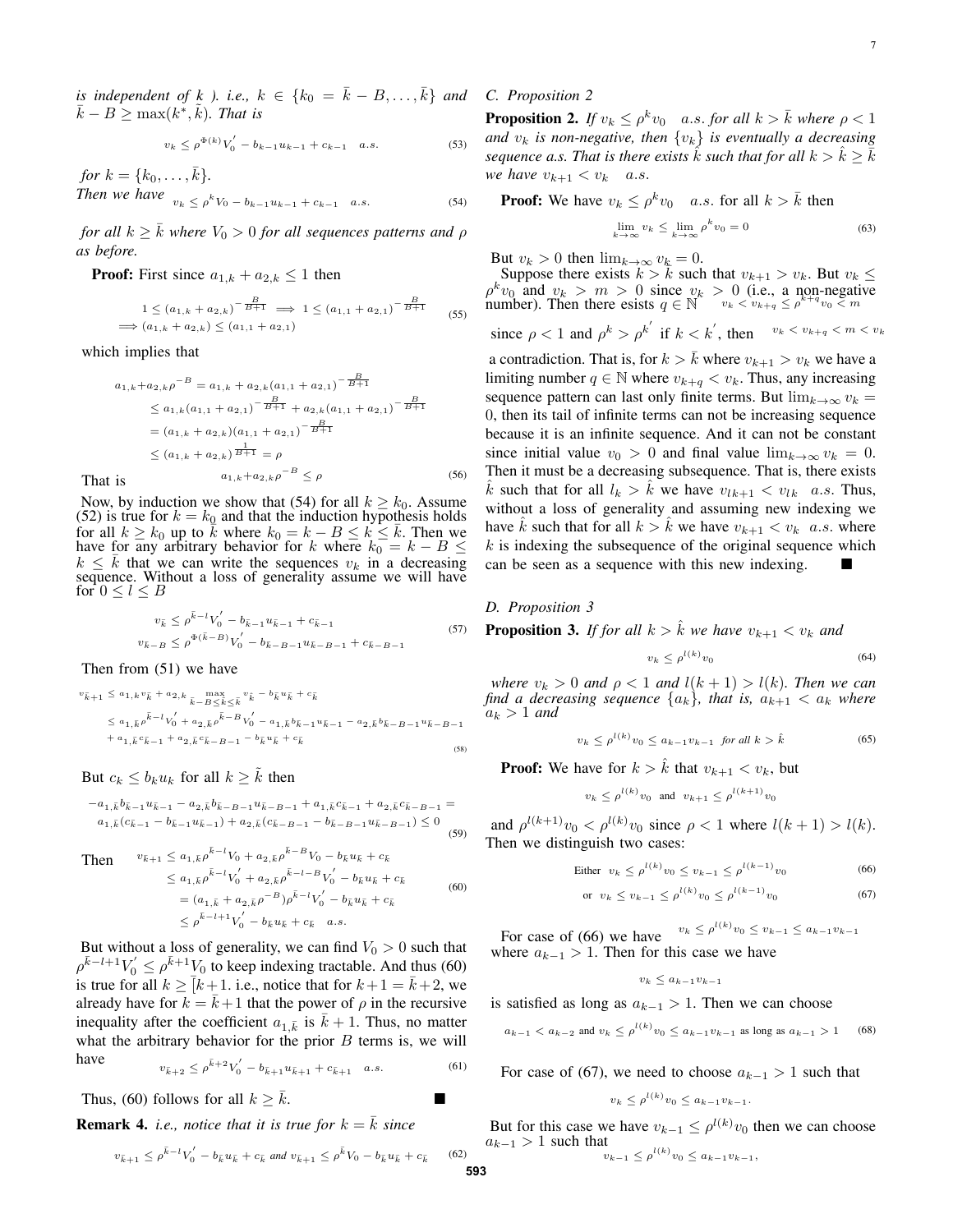*is independent of $k$ ). i.e., $k \in \{k_0 = \bar{k} - B, \ldots, \bar{k}\}$ and $\bar{k} - B \geq \max(k^*, \tilde{k})$. That is*

$$v_k \leq \rho^{\Phi(k)} V_0^{'} - b_{k-1} u_{k-1} + c_{k-1} \quad a.s. \tag{53}$$

*for $k = \{k_0, \ldots, \bar{k}\}$.*
*Then we have*

$$v_k \leq \rho^k V_0 - b_{k-1} u_{k-1} + c_{k-1} \quad a.s. \tag{54}$$

*for all $k \geq \bar{k}$ where $V_0 > 0$ for all sequences patterns and $\rho$ as before.*

**Proof:** First since $a_{1,k} + a_{2,k} \leq 1$ then

$$\begin{aligned} 1 \leq (a_{1,k} + a_{2,k})^{-\frac{B}{B+1}} &\implies 1 \leq (a_{1,1} + a_{2,1})^{-\frac{B}{B+1}} \\ \implies (a_{1,k} + a_{2,k}) &\leq (a_{1,1} + a_{2,1}) \end{aligned} \tag{55}$$

which implies that

$$\begin{aligned} a_{1,k} + a_{2,k}\rho^{-B} &= a_{1,k} + a_{2,k}(a_{1,1} + a_{2,1})^{-\frac{B}{B+1}} \\ &\leq a_{1,k}(a_{1,1} + a_{2,1})^{-\frac{B}{B+1}} + a_{2,k}(a_{1,1} + a_{2,1})^{-\frac{B}{B+1}} \\ &= (a_{1,k} + a_{2,k})(a_{1,1} + a_{2,1})^{-\frac{B}{B+1}} \\ &\leq (a_{1,k} + a_{2,k})^{\frac{1}{B+1}} = \rho \end{aligned}$$

That is

$$a_{1,k} + a_{2,k}\rho^{-B} \leq \rho \tag{56}$$

Now, by induction we show that (54) for all $k \geq k_0$. Assume (52) is true for $k = k_0$ and that the induction hypothesis holds for all $k \geq k_0$ up to $\bar{k}$ where $k_0 = k - B \leq k \leq \bar{k}$. Then we have for any arbitrary behavior for $k$ where $k_0 = \bar{k} - B \leq k \leq \bar{k}$ that we can write the sequences $v_k$ in a decreasing sequence. Without a loss of generality assume we will have for $0 \leq l \leq B$

$$\begin{aligned} v_{\bar{k}} &\leq \rho^{\bar{k}-l} V_0^{'} - b_{\bar{k}-1} u_{\bar{k}-1} + c_{\bar{k}-1} \\ v_{\bar{k}-B} &\leq \rho^{\Phi(\bar{k}-B)} V_0^{'} - b_{\bar{k}-B-1} u_{\bar{k}-B-1} + c_{\bar{k}-B-1} \end{aligned} \tag{57}$$

Then from (51) we have

$$\begin{aligned} v_{\bar{k}+1} &\leq a_{1,k} v_{\bar{k}} + a_{2,k} \max_{\bar{k}-B \leq \hat{k} \leq \bar{k}} v_{\hat{k}} - b_{\bar{k}} u_{\bar{k}} + c_{\bar{k}} \\ &\leq a_{1,\bar{k}} \rho^{\bar{k}-l} V_0^{'} + a_{2,\bar{k}} \rho^{\bar{k}-B} V_0^{'} - a_{1,\bar{k}} b_{\bar{k}-1} u_{\bar{k}-1} - a_{2,\bar{k}} b_{\bar{k}-B-1} u_{\bar{k}-B-1} \\ &+ a_{1,\bar{k}} c_{\bar{k}-1} + a_{2,\bar{k}} c_{\bar{k}-B-1} - b_{\bar{k}} u_{\bar{k}} + c_{\bar{k}} \end{aligned} \tag{58}$$

But $c_k \leq b_k u_k$ for all $k \geq \tilde{k}$ then

$$\begin{aligned} -a_{1,\bar{k}} b_{\bar{k}-1} u_{\bar{k}-1} - a_{2,\bar{k}} b_{\bar{k}-B-1} u_{\bar{k}-B-1} + a_{1,\bar{k}} c_{\bar{k}-1} + a_{2,\bar{k}} c_{\bar{k}-B-1} = \\ a_{1,\bar{k}} (c_{\bar{k}-1} - b_{\bar{k}-1} u_{\bar{k}-1}) + a_{2,\bar{k}} (c_{\bar{k}-B-1} - b_{\bar{k}-B-1} u_{\bar{k}-B-1}) \leq 0 \end{aligned} \tag{59}$$

Then

$$\begin{aligned} v_{\bar{k}+1} &\leq a_{1,\bar{k}} \rho^{\bar{k}-l} V_0 + a_{2,\bar{k}} \rho^{\bar{k}-B} V_0 - b_{\bar{k}} u_{\bar{k}} + c_{\bar{k}} \\ &\leq a_{1,\bar{k}} \rho^{\bar{k}-l} V_0^{'} + a_{2,\bar{k}} \rho^{\bar{k}-l-B} V_0^{'} - b_{\bar{k}} u_{\bar{k}} + c_{\bar{k}} \\ &= (a_{1,\bar{k}} + a_{2,\bar{k}} \rho^{-B}) \rho^{\bar{k}-l} V_0^{'} - b_{\bar{k}} u_{\bar{k}} + c_{\bar{k}} \\ &\leq \rho^{\bar{k}-l+1} V_0^{'} - b_{\bar{k}} u_{\bar{k}} + c_{\bar{k}} \quad a.s. \end{aligned} \tag{60}$$

But without a loss of generality, we can find $V_0 > 0$ such that $\rho^{\bar{k}-l+1} V_0^{'} \leq \rho^{\bar{k}+1} V_0$ to keep indexing tractable. And thus (60) is true for all $k \geq \bar{k}+1$. i.e., notice that for $k+1 = \bar{k}+2$, we already have for $k = \bar{k}+1$ that the power of $\rho$ in the recursive inequality after the coefficient $a_{1,\bar{k}}$ is $\bar{k}+1$. Thus, no matter what the arbitrary behavior for the prior $B$ terms is, we will have

$$v_{\bar{k}+2} \leq \rho^{\bar{k}+2} V_0^{'} - b_{\bar{k}+1} u_{\bar{k}+1} + c_{\bar{k}+1} \quad a.s. \tag{61}$$

Thus, (60) follows for all $k \geq \bar{k}$. ■

**Remark 4.** *i.e., notice that it is true for $k = \bar{k}$ since*

$$v_{\bar{k}+1} \leq \rho^{\bar{k}-l} V_0^{'} - b_{\bar{k}} u_{\bar{k}} + c_{\bar{k}} \text{ and } v_{\bar{k}+1} \leq \rho^{\bar{k}} V_0 - b_{\bar{k}} u_{\bar{k}} + c_{\bar{k}} \tag{62}$$

### C. Proposition 2

**Proposition 2.** *If $v_k \leq \rho^k v_0 \quad a.s.$ for all $k > \bar{k}$ where $\rho < 1$ and $v_k$ is non-negative, then $\{v_k\}$ is eventually a decreasing sequence a.s. That is there exists $\hat{k}$ such that for all $k > \hat{k} \geq \bar{k}$ we have $v_{k+1} < v_k \quad a.s.$*

**Proof:** We have $v_k \leq \rho^k v_0 \quad a.s.$ for all $k > \bar{k}$ then

$$\lim_{k \to \infty} v_k \leq \lim_{k \to \infty} \rho^k v_0 = 0 \tag{63}$$

But $v_k > 0$ then $\lim_{k \to \infty} v_k = 0$.
Suppose there exists $k > \bar{k}$ such that $v_{k+1} > v_k$. But $v_k \leq \rho^k v_0$ and $v_k > m > 0$ since $v_k > 0$ (i.e., a non-negative number). Then there esists $q \in \mathbb{N}$ $v_k < v_{k+q} \leq \rho^{k+q} v_0 < m$

since $\rho < 1$ and $\rho^k > \rho^{k'}$ if $k < k'$, then $v_k < v_{k+q} < m < v_k$

a contradiction. That is, for $k > \bar{k}$ where $v_{k+1} > v_k$ we have a limiting number $q \in \mathbb{N}$ where $v_{k+q} < v_k$. Thus, any increasing sequence pattern can last only finite terms. But $\lim_{k \to \infty} v_k = 0$, then its tail of infinite terms can not be increasing sequence because it is an infinite sequence. And it can not be constant since initial value $v_0 > 0$ and final value $\lim_{k \to \infty} v_k = 0$. Then it must be a decreasing subsequence. That is, there exists $\hat{k}$ such that for all $l_k > \hat{k}$ we have $v_{lk+1} < v_{lk} \quad a.s.$ Thus, without a loss of generality and assuming new indexing we have $\hat{k}$ such that for all $k > \hat{k}$ we have $v_{k+1} < v_k \quad a.s.$ where $k$ is indexing the subsequence of the original sequence which can be seen as a sequence with this new indexing. ■

### D. Proposition 3

**Proposition 3.** *If for all $k > \hat{k}$ we have $v_{k+1} < v_k$ and*

$$v_k \leq \rho^{l(k)} v_0 \tag{64}$$

*where $v_k > 0$ and $\rho < 1$ and $l(k+1) > l(k)$. Then we can find a decreasing sequence $\{a_k\}$, that is, $a_{k+1} < a_k$ where $a_k > 1$ and*

$$v_k \leq \rho^{l(k)} v_0 \leq a_{k-1} v_{k-1} \quad \text{for all } k > \hat{k} \tag{65}$$

**Proof:** We have for $k > \hat{k}$ that $v_{k+1} < v_k$, but

$$v_k \leq \rho^{l(k)} v_0 \quad \text{and} \quad v_{k+1} \leq \rho^{l(k+1)} v_0$$

and $\rho^{l(k+1)} v_0 < \rho^{l(k)} v_0$ since $\rho < 1$ where $l(k+1) > l(k)$. Then we distinguish two cases:

$$\text{Either} \quad v_k \leq \rho^{l(k)} v_0 \leq v_{k-1} \leq \rho^{l(k-1)} v_0 \tag{66}$$

$$\text{or} \quad v_k \leq v_{k-1} \leq \rho^{l(k)} v_0 \leq \rho^{l(k-1)} v_0 \tag{67}$$

For case of (66) we have $v_k \leq \rho^{l(k)} v_0 \leq v_{k-1} \leq a_{k-1} v_{k-1}$ where $a_{k-1} > 1$. Then for this case we have

$$v_k \leq a_{k-1} v_{k-1}$$

is satisfied as long as $a_{k-1} > 1$. Then we can choose

$$a_{k-1} < a_{k-2} \text{ and } v_k \leq \rho^{l(k)} v_0 \leq a_{k-1} v_{k-1} \text{ as long as } a_{k-1} > 1 \tag{68}$$

For case of (67), we need to choose $a_{k-1} > 1$ such that

$$v_k \leq \rho^{l(k)} v_0 \leq a_{k-1} v_{k-1}.$$

But for this case we have $v_{k-1} \leq \rho^{l(k)} v_0$ then we can choose $a_{k-1} > 1$ such that

$$v_{k-1} \leq \rho^{l(k)} v_0 \leq a_{k-1} v_{k-1},$$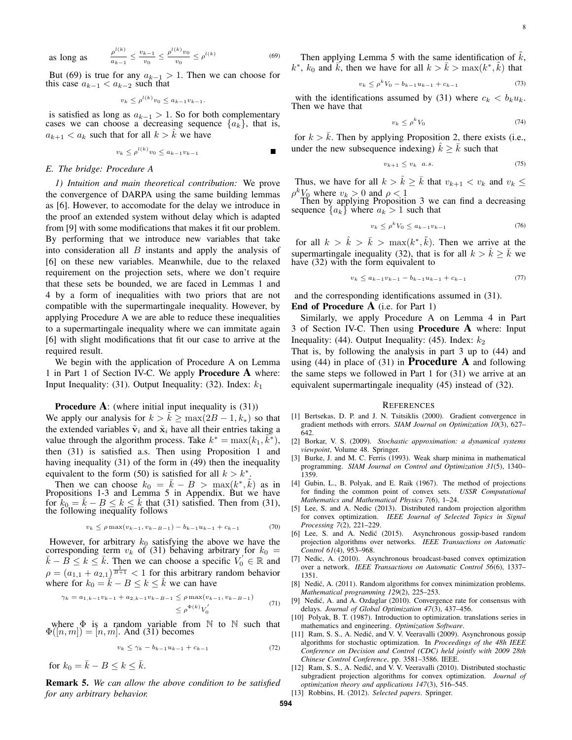as long as $$\frac{\rho^{l(k)}}{a_{k-1}} \leq \frac{v_{k-1}}{v_0} \leq \frac{\rho^{l(k)} v_0}{v_0} \leq \rho^{l(k)} \tag{69}$$

But (69) is true for any $a_{k-1} > 1$. Then we can choose for this case $a_{k-1} < a_{k-2}$ such that

$$v_k \leq \rho^{l(k)} v_0 \leq a_{k-1} v_{k-1}.$$

is satisfied as long as $a_{k-1} > 1$. So for both complementary cases we can choose a decreasing sequence $\{a_k\}$, that is, $a_{k+1} < a_k$ such that for all $k > \hat{k}$ we have

$$v_k \leq \rho^{l(k)} v_0 \leq a_{k-1} v_{k-1}$$

■

### E. The bridge: Procedure A

*1) Intuition and main theoretical contribution:* We prove the convergence of DARPA using the same building lemmas as [6]. However, to accomodate for the delay we introduce in the proof an extended system without delay which is adapted from [9] with some modifications that makes it fit our problem. By performing that we introduce new variables that take into consideration all $B$ instants and apply the analysis of [6] on these new variables. Meanwhile, due to the relaxed requirement on the projection sets, where we don't require that these sets be bounded, we are faced in Lemmas 1 and 4 by a form of inequalities with two priors that are not compatible with the supermartingale inequality. However, by applying Procedure A we are able to reduce these inequalities to a supermartingale inequality where we can immitate again [6] with slight modifications that fit our case to arrive at the required result.

We begin with the application of Procedure A on Lemma 1 in Part 1 of Section IV-C. We apply **Procedure A** where: Input Inequality: (31). Output Inequality: (32). Index: $k_1$

**Procedure A**: (where initial input inequality is (31))
We apply our analysis for $k > \tilde{k} \geq \max(2B-1, k_*)$ so that the extended variables $\tilde{\mathbf{v}}_i$ and $\tilde{\mathbf{x}}_i$ have all their entries taking a value through the algorithm process. Take $k^* = \max(k_1, \tilde{k}^*)$, then (31) is satisfied a.s. Then using Proposition 1 and having inequality (31) of the form in (49) then the inequality equivalent to the form (50) is satisfied for all $k > k^*$.

Then we can choose $k_0 = \bar{k} - B > \max(k^*, \tilde{k})$ as in Propositions 1-3 and Lemma 5 in Appendix. But we have for $k_0 = \bar{k} - B \leq k \leq \bar{k}$ that (31) satisfied. Then from (31), the following inequality follows

$$v_k \leq \rho \max(v_{k-1}, v_{k-B-1}) - b_{k-1} u_{k-1} + c_{k-1} \tag{70}$$

However, for arbitrary $k_0$ satisfying the above we have the corresponding term $v_k$ of (31) behaving arbitrary for $k_0 = \bar{k} - B \leq k \leq \bar{k}$. Then we can choose a specific $V_0^{'} \in \mathbb{R}$ and $\rho = (a_{1,1} + a_{2,1})^{\frac{1}{B+1}} < 1$ for this arbitrary random behavior where for $k_0 = \bar{k} - B \leq k \leq \bar{k}$ we can have

$$\begin{aligned}\gamma_k = a_{1,k-1} v_{k-1} + a_{2,k-1} v_{k-B-1} &\leq \rho \max(v_{k-1}, v_{k-B-1}) \\ &\leq \rho^{\Phi(k)} V_0^{'}\end{aligned} \tag{71}$$

where $\Phi$ is a random variable from $\mathbb{N}$ to $\mathbb{N}$ such that $\Phi([n,m]) = [n,m]$. And (31) becomes

$$v_k \leq \gamma_k - b_{k-1} u_{k-1} + c_{k-1} \tag{72}$$

for $k_0 = \bar{k} - B \leq k \leq \bar{k}$.

**Remark 5.** *We can allow the above condition to be satisfied for any arbitrary behavior.*

Then applying Lemma 5 with the same identification of $\tilde{k}$, $k^*$, $k_0$ and $\bar{k}$, then we have for all $k > \bar{k} > \max(k^*, \tilde{k})$ that

$$v_k \leq \rho^k V_0 - b_{k-1} u_{k-1} + c_{k-1} \tag{73}$$

with the identifications assumed by (31) where $c_k < b_k u_k$. Then we have that

$$v_k \leq \rho^k V_0 \tag{74}$$

for $k > \bar{k}$. Then by applying Proposition 2, there exists (i.e., under the new subsequence indexing) $\hat{k} \geq \bar{k}$ such that

$$v_{k+1} \leq v_k \;\; a.s. \tag{75}$$

Thus, we have for all $k > \hat{k} \geq \bar{k}$ that $v_{k+1} < v_k$ and $v_k \leq \rho^k V_0$ where $v_k > 0$ and $\rho < 1$

Then by applying Proposition 3 we can find a decreasing sequence $\{a_k\}$ where $a_k > 1$ such that

$$v_k \leq \rho^k V_0 \leq a_{k-1} v_{k-1} \tag{76}$$

for all $k > \hat{k} > \bar{k} > \max(k^*, \tilde{k})$. Then we arrive at the supermartingale inequality (32), that is for all $k > \hat{k} \geq \bar{k}$ we have (32) with the form equivalent to

$$v_k \leq a_{k-1} v_{k-1} - b_{k-1} u_{k-1} + c_{k-1} \tag{77}$$

and the corresponding identifications assumed in (31).

**End of Procedure A** (i.e. for Part 1)

Similarly, we apply Procedure A on Lemma 4 in Part 3 of Section IV-C. Then using **Procedure A** where: Input Inequality: (44). Output Inequality: (45). Index: $k_2$

That is, by following the analysis in part 3 up to (44) and using (44) in place of (31) in **Procedure A** and following the same steps we followed in Part 1 for (31) we arrive at an equivalent supermartingale inequality (45) instead of (32).

## REFERENCES

[1] Bertsekas, D. P. and J. N. Tsitsiklis (2000). Gradient convergence in gradient methods with errors. *SIAM Journal on Optimization 10*(3), 627–642.

[2] Borkar, V. S. (2009). *Stochastic approximation: a dynamical systems viewpoint*, Volume 48. Springer.

[3] Burke, J. and M. C. Ferris (1993). Weak sharp minima in mathematical programming. *SIAM Journal on Control and Optimization 31*(5), 1340–1359.

[4] Gubin, L., B. Polyak, and E. Raik (1967). The method of projections for finding the common point of convex sets. *USSR Computational Mathematics and Mathematical Physics 7*(6), 1–24.

[5] Lee, S. and A. Nedic (2013). Distributed random projection algorithm for convex optimization. *IEEE Journal of Selected Topics in Signal Processing 7*(2), 221–229.

[6] Lee, S. and A. Nedić (2015). Asynchronous gossip-based random projection algorithms over networks. *IEEE Transactions on Automatic Control 61*(4), 953–968.

[7] Nedic, A. (2010). Asynchronous broadcast-based convex optimization over a network. *IEEE Transactions on Automatic Control 56*(6), 1337–1351.

[8] Nedić, A. (2011). Random algorithms for convex minimization problems. *Mathematical programming 129*(2), 225–253.

[9] Nedić, A. and A. Ozdaglar (2010). Convergence rate for consensus with delays. *Journal of Global Optimization 47*(3), 437–456.

[10] Polyak, B. T. (1987). Introduction to optimization. translations series in mathematics and engineering. *Optimization Software*.

[11] Ram, S. S., A. Nedić, and V. V. Veeravalli (2009). Asynchronous gossip algorithms for stochastic optimization. In *Proceedings of the 48h IEEE Conference on Decision and Control (CDC) held jointly with 2009 28th Chinese Control Conference*, pp. 3581–3586. IEEE.

[12] Ram, S. S., A. Nedić, and V. V. Veeravalli (2010). Distributed stochastic subgradient projection algorithms for convex optimization. *Journal of optimization theory and applications 147*(3), 516–545.

[13] Robbins, H. (2012). *Selected papers*. Springer.